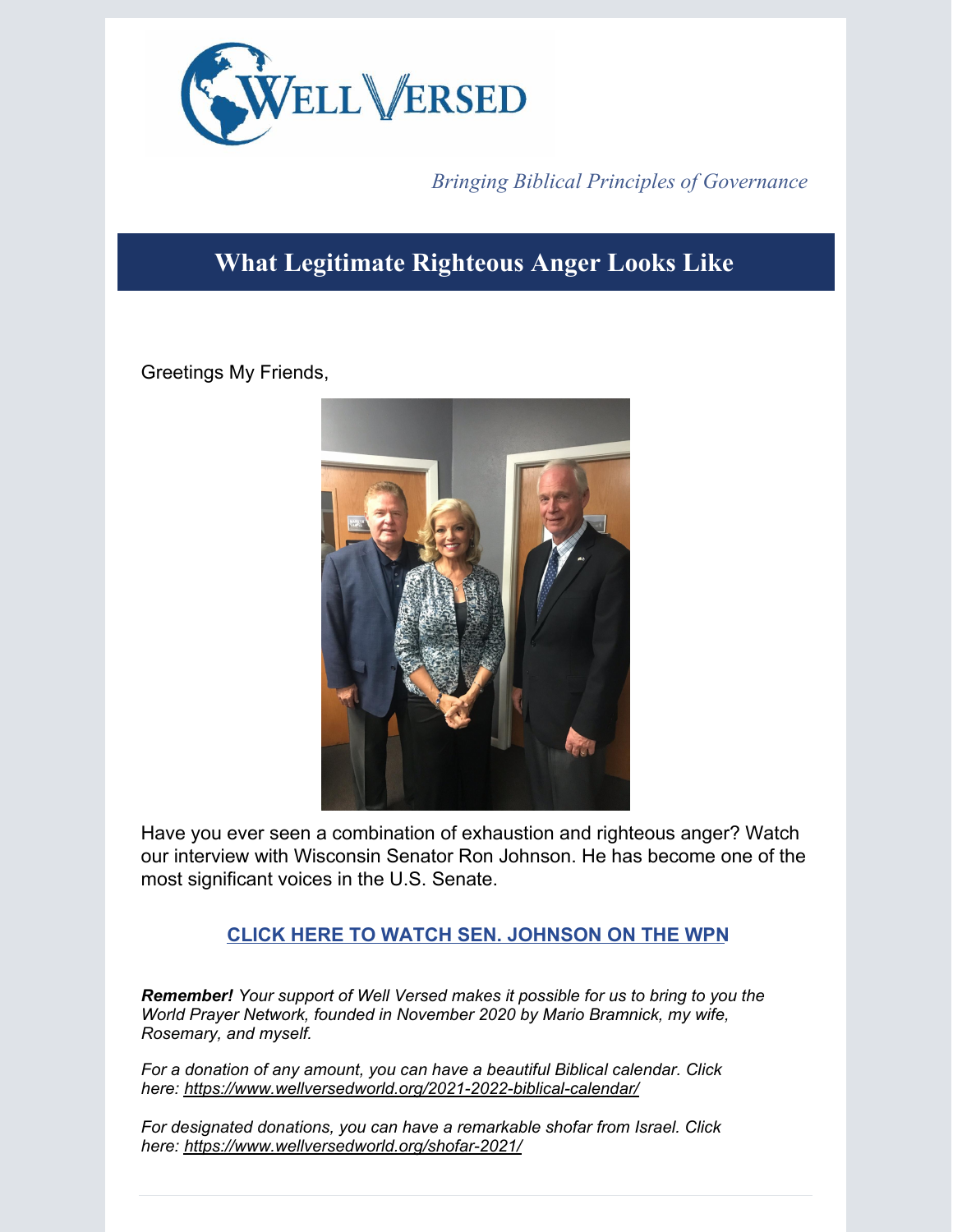Bringing Biblical Principles of Governance

# What Legitimate Righteous Anger Looks Like

Greetings My Friends,

Have you ever seen a combination of exhaustion and righteous anger? Watch our interview with Wisconsin Senator Ron Johnson. He has become one of the most significant voices in the U.S. Senate.

**CLICK HERE TO WATCH SEN. JOHNSON ON THE WPN**

***Remember!*** *Your support of Well Versed makes it possible for us to bring to you the World Prayer Network, founded in November 2020 by Mario Bramnick, my wife, Rosemary, and myself.*

*For a donation of any amount, you can have a beautiful Biblical calendar. Click here: https://www.wellversedworld.org/2021-2022-biblical-calendar/*

*For designated donations, you can have a remarkable shofar from Israel. Click here: https://www.wellversedworld.org/shofar-2021/*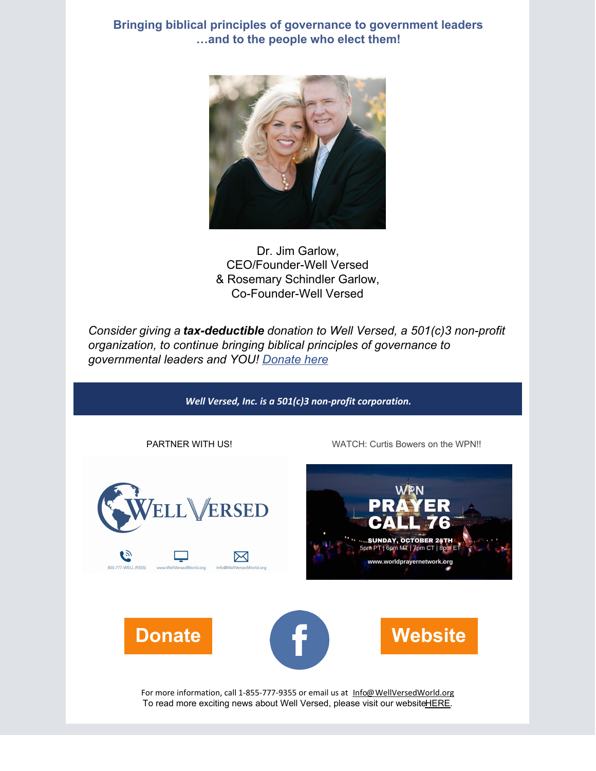**Bringing biblical principles of governance to government leaders …and to the people who elect them!**

Dr. Jim Garlow,
CEO/Founder-Well Versed
& Rosemary Schindler Garlow,
Co-Founder-Well Versed

*Consider giving a **tax-deductible** donation to Well Versed, a 501(c)3 non-profit organization, to continue bringing biblical principles of governance to governmental leaders and YOU! Donate here*

***Well Versed, Inc. is a 501(c)3 non-profit corporation.***

PARTNER WITH US!

WATCH: Curtis Bowers on the WPN!!

Donate

Website

For more information, call 1-855-777-9355 or email us at Info@WellVersedWorld.org
To read more exciting news about Well Versed, please visit our website HERE.